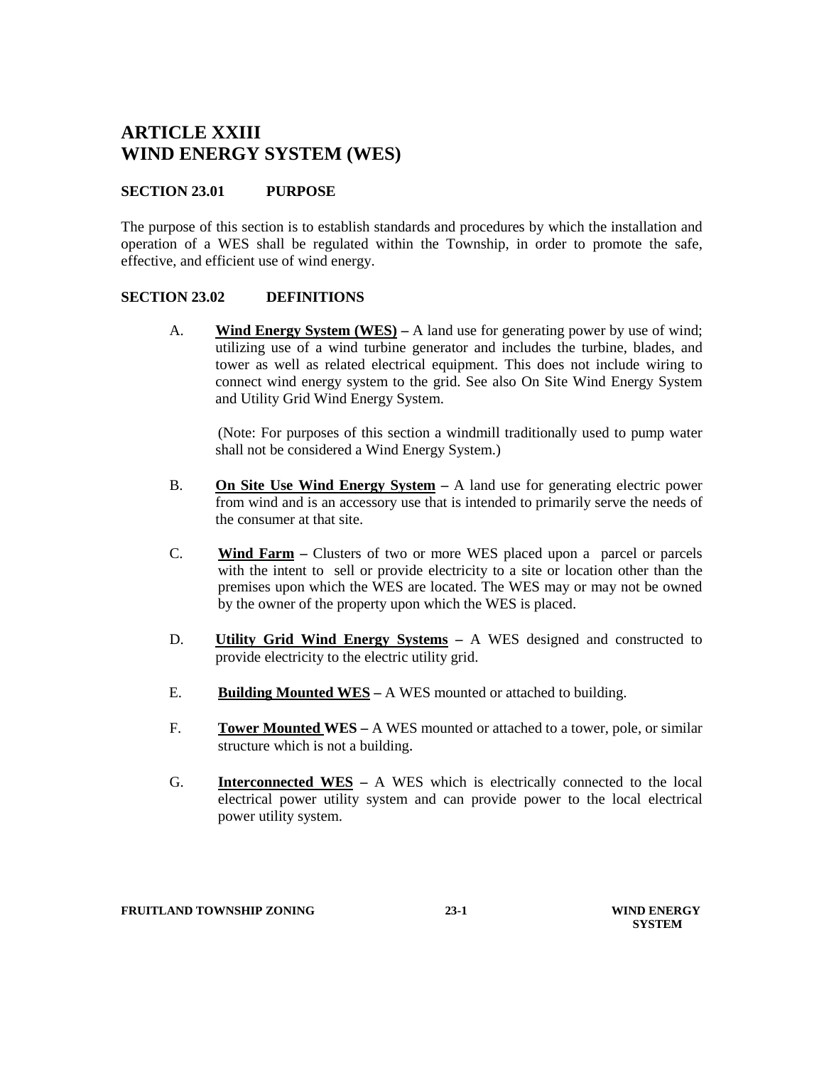# ARTICLE XXIII
# WIND ENERGY SYSTEM (WES)

### SECTION 23.01 PURPOSE

The purpose of this section is to establish standards and procedures by which the installation and operation of a WES shall be regulated within the Township, in order to promote the safe, effective, and efficient use of wind energy.

### SECTION 23.02 DEFINITIONS

A. **Wind Energy System (WES)** – A land use for generating power by use of wind; utilizing use of a wind turbine generator and includes the turbine, blades, and tower as well as related electrical equipment. This does not include wiring to connect wind energy system to the grid. See also On Site Wind Energy System and Utility Grid Wind Energy System.

(Note: For purposes of this section a windmill traditionally used to pump water shall not be considered a Wind Energy System.)

B. **On Site Use Wind Energy System** – A land use for generating electric power from wind and is an accessory use that is intended to primarily serve the needs of the consumer at that site.

C. **Wind Farm** – Clusters of two or more WES placed upon a parcel or parcels with the intent to sell or provide electricity to a site or location other than the premises upon which the WES are located. The WES may or may not be owned by the owner of the property upon which the WES is placed.

D. **Utility Grid Wind Energy Systems** – A WES designed and constructed to provide electricity to the electric utility grid.

E. **Building Mounted WES** – A WES mounted or attached to building.

F. **Tower Mounted WES** – A WES mounted or attached to a tower, pole, or similar structure which is not a building.

G. **Interconnected WES** – A WES which is electrically connected to the local electrical power utility system and can provide power to the local electrical power utility system.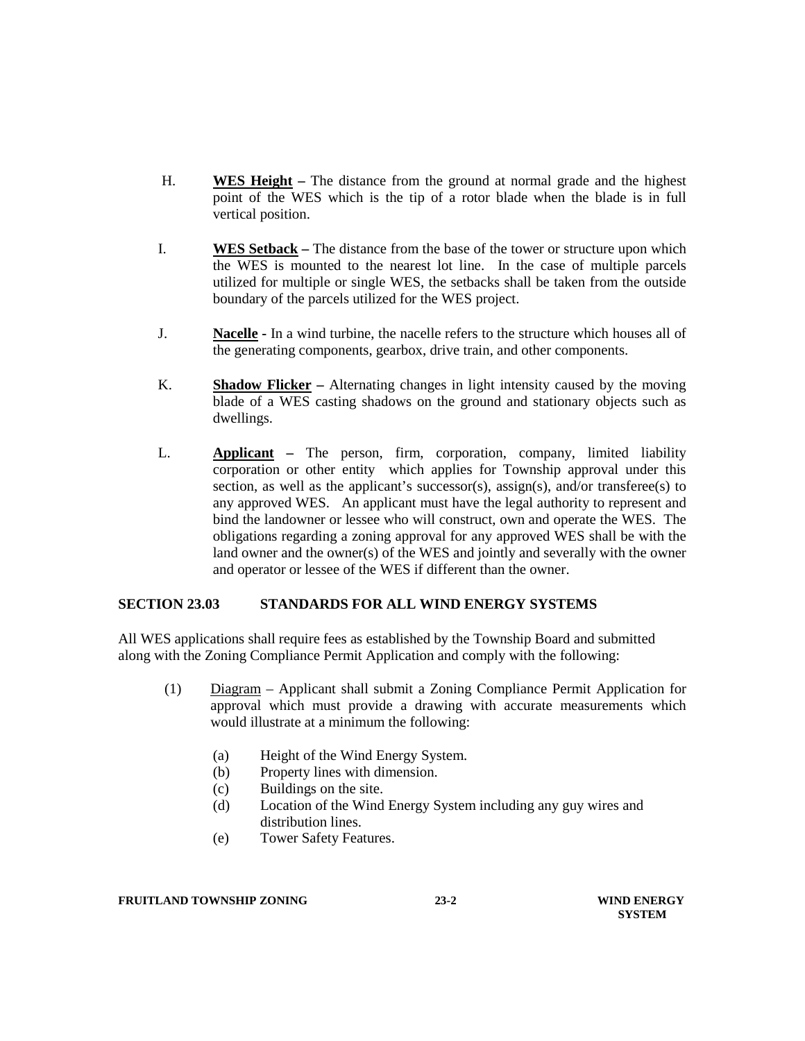H. **WES Height** – The distance from the ground at normal grade and the highest point of the WES which is the tip of a rotor blade when the blade is in full vertical position.

I. **WES Setback** – The distance from the base of the tower or structure upon which the WES is mounted to the nearest lot line. In the case of multiple parcels utilized for multiple or single WES, the setbacks shall be taken from the outside boundary of the parcels utilized for the WES project.

J. **Nacelle** - In a wind turbine, the nacelle refers to the structure which houses all of the generating components, gearbox, drive train, and other components.

K. **Shadow Flicker** – Alternating changes in light intensity caused by the moving blade of a WES casting shadows on the ground and stationary objects such as dwellings.

L. **Applicant** – The person, firm, corporation, company, limited liability corporation or other entity which applies for Township approval under this section, as well as the applicant's successor(s), assign(s), and/or transferee(s) to any approved WES. An applicant must have the legal authority to represent and bind the landowner or lessee who will construct, own and operate the WES. The obligations regarding a zoning approval for any approved WES shall be with the land owner and the owner(s) of the WES and jointly and severally with the owner and operator or lessee of the WES if different than the owner.

## SECTION 23.03 STANDARDS FOR ALL WIND ENERGY SYSTEMS

All WES applications shall require fees as established by the Township Board and submitted along with the Zoning Compliance Permit Application and comply with the following:

(1) Diagram – Applicant shall submit a Zoning Compliance Permit Application for approval which must provide a drawing with accurate measurements which would illustrate at a minimum the following:

- (a) Height of the Wind Energy System.
- (b) Property lines with dimension.
- (c) Buildings on the site.
- (d) Location of the Wind Energy System including any guy wires and distribution lines.
- (e) Tower Safety Features.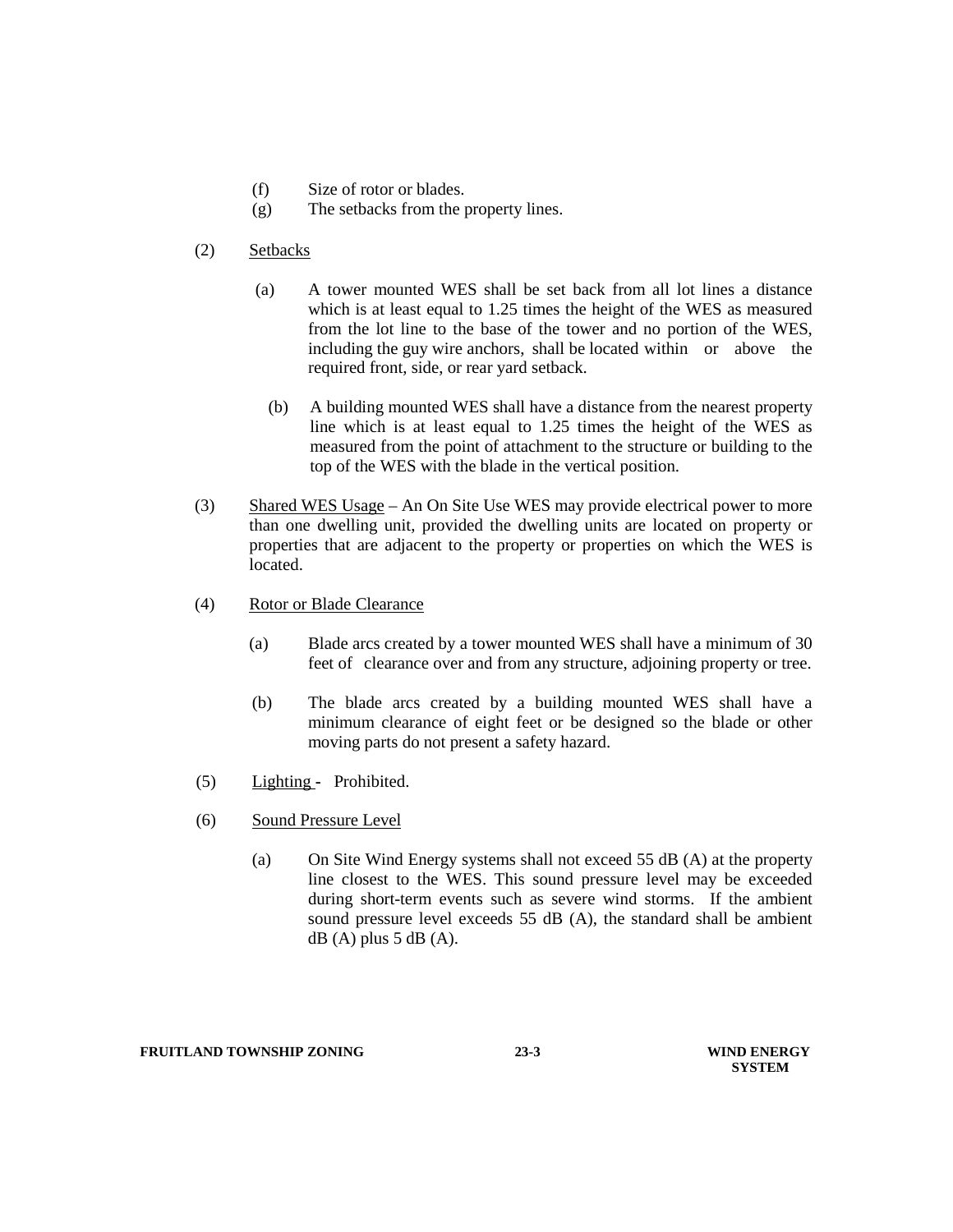(f) Size of rotor or blades.
(g) The setbacks from the property lines.

(2) Setbacks

(a) A tower mounted WES shall be set back from all lot lines a distance which is at least equal to 1.25 times the height of the WES as measured from the lot line to the base of the tower and no portion of the WES, including the guy wire anchors, shall be located within or above the required front, side, or rear yard setback.

(b) A building mounted WES shall have a distance from the nearest property line which is at least equal to 1.25 times the height of the WES as measured from the point of attachment to the structure or building to the top of the WES with the blade in the vertical position.

(3) Shared WES Usage – An On Site Use WES may provide electrical power to more than one dwelling unit, provided the dwelling units are located on property or properties that are adjacent to the property or properties on which the WES is located.

(4) Rotor or Blade Clearance

(a) Blade arcs created by a tower mounted WES shall have a minimum of 30 feet of clearance over and from any structure, adjoining property or tree.

(b) The blade arcs created by a building mounted WES shall have a minimum clearance of eight feet or be designed so the blade or other moving parts do not present a safety hazard.

(5) Lighting - Prohibited.

(6) Sound Pressure Level

(a) On Site Wind Energy systems shall not exceed 55 dB (A) at the property line closest to the WES. This sound pressure level may be exceeded during short-term events such as severe wind storms. If the ambient sound pressure level exceeds 55 dB (A), the standard shall be ambient dB (A) plus 5 dB (A).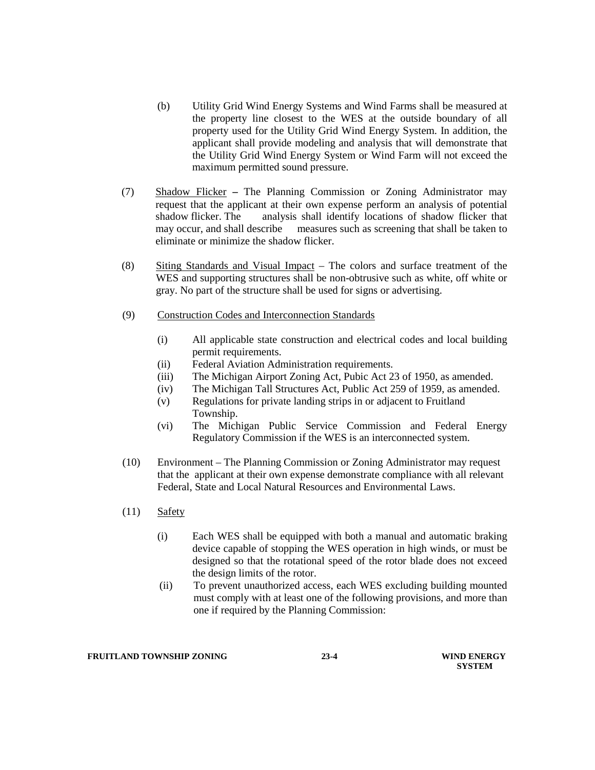(b) Utility Grid Wind Energy Systems and Wind Farms shall be measured at the property line closest to the WES at the outside boundary of all property used for the Utility Grid Wind Energy System. In addition, the applicant shall provide modeling and analysis that will demonstrate that the Utility Grid Wind Energy System or Wind Farm will not exceed the maximum permitted sound pressure.

(7) Shadow Flicker **–** The Planning Commission or Zoning Administrator may request that the applicant at their own expense perform an analysis of potential shadow flicker. The analysis shall identify locations of shadow flicker that may occur, and shall describe measures such as screening that shall be taken to eliminate or minimize the shadow flicker.

(8) Siting Standards and Visual Impact – The colors and surface treatment of the WES and supporting structures shall be non-obtrusive such as white, off white or gray. No part of the structure shall be used for signs or advertising.

(9) Construction Codes and Interconnection Standards

- (i) All applicable state construction and electrical codes and local building permit requirements.
- (ii) Federal Aviation Administration requirements.
- (iii) The Michigan Airport Zoning Act, Pubic Act 23 of 1950, as amended.
- (iv) The Michigan Tall Structures Act, Public Act 259 of 1959, as amended.
- (v) Regulations for private landing strips in or adjacent to Fruitland Township.
- (vi) The Michigan Public Service Commission and Federal Energy Regulatory Commission if the WES is an interconnected system.

(10) Environment – The Planning Commission or Zoning Administrator may request that the applicant at their own expense demonstrate compliance with all relevant Federal, State and Local Natural Resources and Environmental Laws.

(11) Safety

- (i) Each WES shall be equipped with both a manual and automatic braking device capable of stopping the WES operation in high winds, or must be designed so that the rotational speed of the rotor blade does not exceed the design limits of the rotor.
- (ii) To prevent unauthorized access, each WES excluding building mounted must comply with at least one of the following provisions, and more than one if required by the Planning Commission: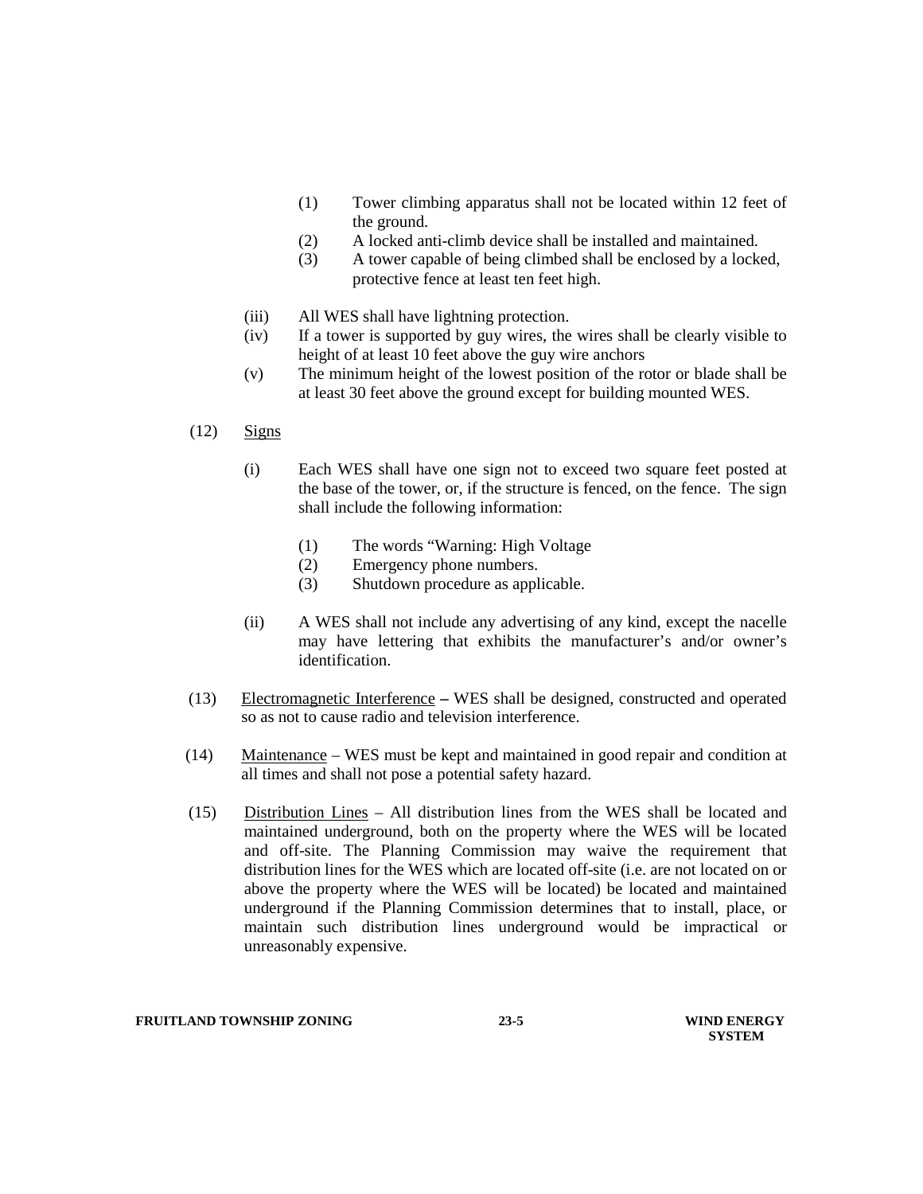(1) Tower climbing apparatus shall not be located within 12 feet of the ground.
(2) A locked anti-climb device shall be installed and maintained.
(3) A tower capable of being climbed shall be enclosed by a locked, protective fence at least ten feet high.

(iii) All WES shall have lightning protection.

(iv) If a tower is supported by guy wires, the wires shall be clearly visible to height of at least 10 feet above the guy wire anchors

(v) The minimum height of the lowest position of the rotor or blade shall be at least 30 feet above the ground except for building mounted WES.

(12) Signs

(i) Each WES shall have one sign not to exceed two square feet posted at the base of the tower, or, if the structure is fenced, on the fence. The sign shall include the following information:

(1) The words "Warning: High Voltage
(2) Emergency phone numbers.
(3) Shutdown procedure as applicable.

(ii) A WES shall not include any advertising of any kind, except the nacelle may have lettering that exhibits the manufacturer's and/or owner's identification.

(13) Electromagnetic Interference **–** WES shall be designed, constructed and operated so as not to cause radio and television interference.

(14) Maintenance – WES must be kept and maintained in good repair and condition at all times and shall not pose a potential safety hazard.

(15) Distribution Lines – All distribution lines from the WES shall be located and maintained underground, both on the property where the WES will be located and off-site. The Planning Commission may waive the requirement that distribution lines for the WES which are located off-site (i.e. are not located on or above the property where the WES will be located) be located and maintained underground if the Planning Commission determines that to install, place, or maintain such distribution lines underground would be impractical or unreasonably expensive.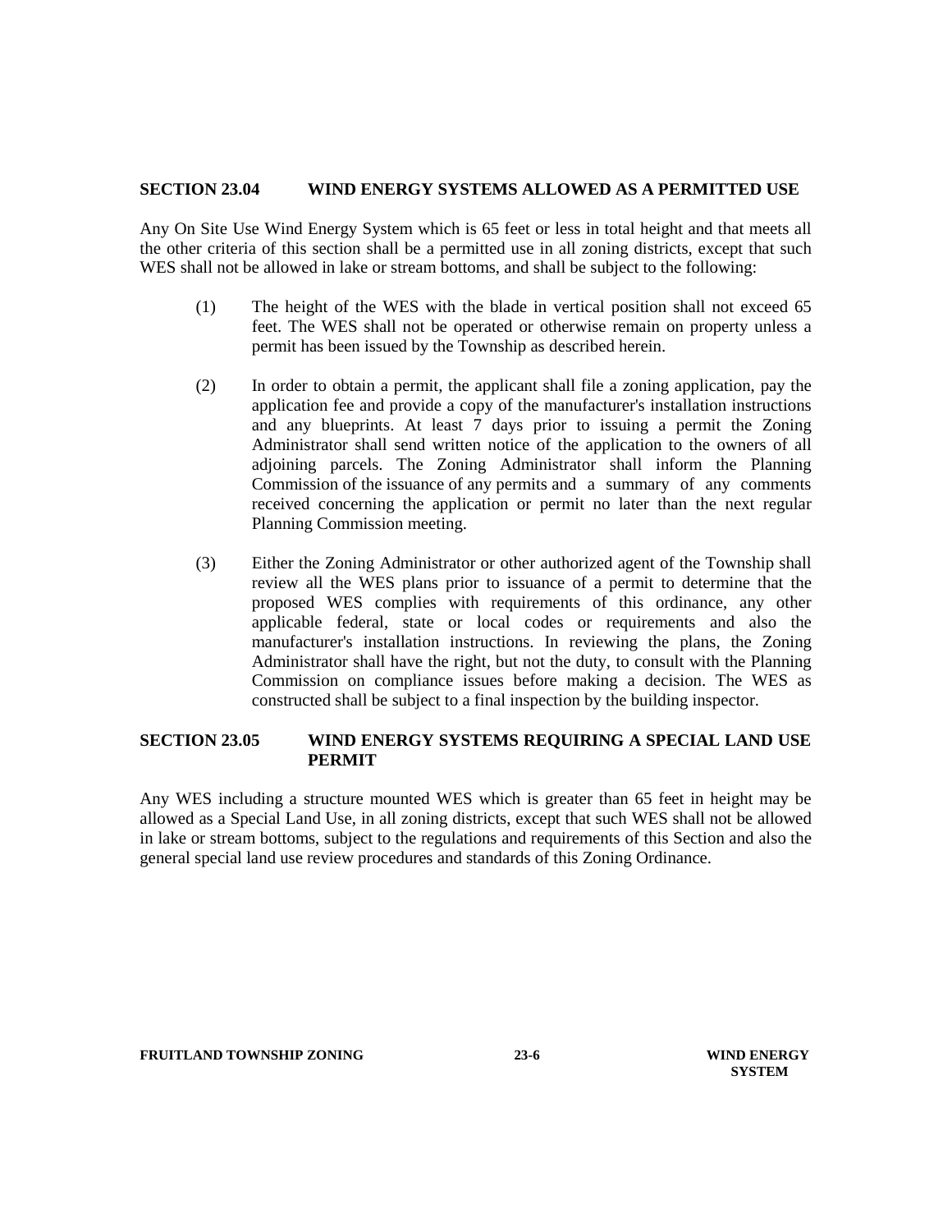### SECTION 23.04 WIND ENERGY SYSTEMS ALLOWED AS A PERMITTED USE

Any On Site Use Wind Energy System which is 65 feet or less in total height and that meets all the other criteria of this section shall be a permitted use in all zoning districts, except that such WES shall not be allowed in lake or stream bottoms, and shall be subject to the following:

(1) The height of the WES with the blade in vertical position shall not exceed 65 feet. The WES shall not be operated or otherwise remain on property unless a permit has been issued by the Township as described herein.

(2) In order to obtain a permit, the applicant shall file a zoning application, pay the application fee and provide a copy of the manufacturer's installation instructions and any blueprints. At least 7 days prior to issuing a permit the Zoning Administrator shall send written notice of the application to the owners of all adjoining parcels. The Zoning Administrator shall inform the Planning Commission of the issuance of any permits and a summary of any comments received concerning the application or permit no later than the next regular Planning Commission meeting.

(3) Either the Zoning Administrator or other authorized agent of the Township shall review all the WES plans prior to issuance of a permit to determine that the proposed WES complies with requirements of this ordinance, any other applicable federal, state or local codes or requirements and also the manufacturer's installation instructions. In reviewing the plans, the Zoning Administrator shall have the right, but not the duty, to consult with the Planning Commission on compliance issues before making a decision. The WES as constructed shall be subject to a final inspection by the building inspector.

### SECTION 23.05 WIND ENERGY SYSTEMS REQUIRING A SPECIAL LAND USE PERMIT

Any WES including a structure mounted WES which is greater than 65 feet in height may be allowed as a Special Land Use, in all zoning districts, except that such WES shall not be allowed in lake or stream bottoms, subject to the regulations and requirements of this Section and also the general special land use review procedures and standards of this Zoning Ordinance.